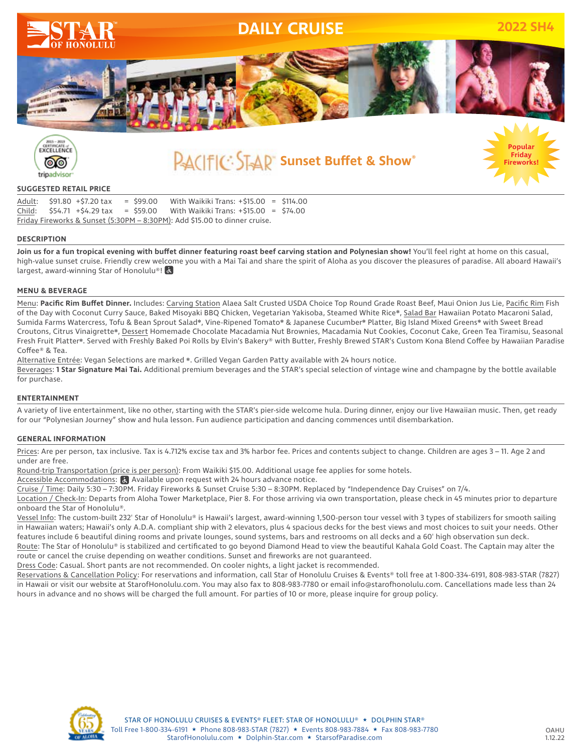# STAR OF HONOLULU

# DAILY CRUISE

**2022 SH4**

2015 – 2019 CERTIFICATE of EXCELLENCE tripadvisor

## PACIFIC STAR Sunset Buffet & Show®

**Popular Friday Fireworks!**

### SUGGESTED RETAIL PRICE

| | | | | |
|---|---|---|---|---|
| Adult: | $91.80 +$7.20 tax | = $99.00 | With Waikiki Trans: +$15.00 | = $114.00 |
| Child: | $54.71 +$4.29 tax | = $59.00 | With Waikiki Trans: +$15.00 | = $74.00 |

Friday Fireworks & Sunset (5:30PM – 8:30PM): Add $15.00 to dinner cruise.

### DESCRIPTION

**Join us for a fun tropical evening with buffet dinner featuring roast beef carving station and Polynesian show!** You'll feel right at home on this casual, high-value sunset cruise. Friendly crew welcome you with a Mai Tai and share the spirit of Aloha as you discover the pleasures of paradise. All aboard Hawaii's largest, award-winning Star of Honolulu®! ♿

### MENU & BEVERAGE

Menu: **Pacific Rim Buffet Dinner.** Includes: Carving Station Alaea Salt Crusted USDA Choice Top Round Grade Roast Beef, Maui Onion Jus Lie, Pacific Rim Fish of the Day with Coconut Curry Sauce, Baked Misoyaki BBQ Chicken, Vegetarian Yakisoba, Steamed White Rice*, Salad Bar Hawaiian Potato Macaroni Salad, Sumida Farms Watercress, Tofu & Bean Sprout Salad*, Vine-Ripened Tomato* & Japanese Cucumber* Platter, Big Island Mixed Greens* with Sweet Bread Croutons, Citrus Vinaigrette*, Dessert Homemade Chocolate Macadamia Nut Brownies, Macadamia Nut Cookies, Coconut Cake, Green Tea Tiramisu, Seasonal Fresh Fruit Platter*. Served with Freshly Baked Poi Rolls by Elvin's Bakery® with Butter, Freshly Brewed STAR's Custom Kona Blend Coffee by Hawaiian Paradise Coffee® & Tea.

Alternative Entrée: Vegan Selections are marked *. Grilled Vegan Garden Patty available with 24 hours notice.

Beverages: **1 Star Signature Mai Tai.** Additional premium beverages and the STAR's special selection of vintage wine and champagne by the bottle available for purchase.

### ENTERTAINMENT

A variety of live entertainment, like no other, starting with the STAR's pier-side welcome hula. During dinner, enjoy our live Hawaiian music. Then, get ready for our "Polynesian Journey" show and hula lesson. Fun audience participation and dancing commences until disembarkation.

### GENERAL INFORMATION

Prices: Are per person, tax inclusive. Tax is 4.712% excise tax and 3% harbor fee. Prices and contents subject to change. Children are ages 3 – 11. Age 2 and under are free.

Round-trip Transportation (price is per person): From Waikiki $15.00. Additional usage fee applies for some hotels.

Accessible Accommodations: ♿ Available upon request with 24 hours advance notice.

Cruise / Time: Daily 5:30 – 7:30PM. Friday Fireworks & Sunset Cruise 5:30 – 8:30PM. Replaced by "Independence Day Cruises" on 7/4.

Location / Check-In: Departs from Aloha Tower Marketplace, Pier 8. For those arriving via own transportation, please check in 45 minutes prior to departure onboard the Star of Honolulu®.

Vessel Info: The custom-built 232' Star of Honolulu® is Hawaii's largest, award-winning 1,500-person tour vessel with 3 types of stabilizers for smooth sailing in Hawaiian waters; Hawaii's only A.D.A. compliant ship with 2 elevators, plus 4 spacious decks for the best views and most choices to suit your needs. Other features include 6 beautiful dining rooms and private lounges, sound systems, bars and restrooms on all decks and a 60' high observation sun deck.

Route: The Star of Honolulu® is stabilized and certificated to go beyond Diamond Head to view the beautiful Kahala Gold Coast. The Captain may alter the route or cancel the cruise depending on weather conditions. Sunset and fireworks are not guaranteed.

Dress Code: Casual. Short pants are not recommended. On cooler nights, a light jacket is recommended.

Reservations & Cancellation Policy: For reservations and information, call Star of Honolulu Cruises & Events® toll free at 1-800-334-6191, 808-983-STAR (7827) in Hawaii or visit our website at StarofHonolulu.com. You may also fax to 808-983-7780 or email info@starofhonolulu.com. Cancellations made less than 24 hours in advance and no shows will be charged the full amount. For parties of 10 or more, please inquire for group policy.

Celebrating 65 Years of Aloha

STAR OF HONOLULU CRUISES & EVENTS® FLEET: STAR OF HONOLULU® ★ DOLPHIN STAR®
Toll Free 1-800-334-6191 ★ Phone 808-983-STAR (7827) ★ Events 808-983-7884 ★ Fax 808-983-7780
StarofHonolulu.com ★ Dolphin-Star.com ★ StarsofParadise.com

OAHU
1.12.22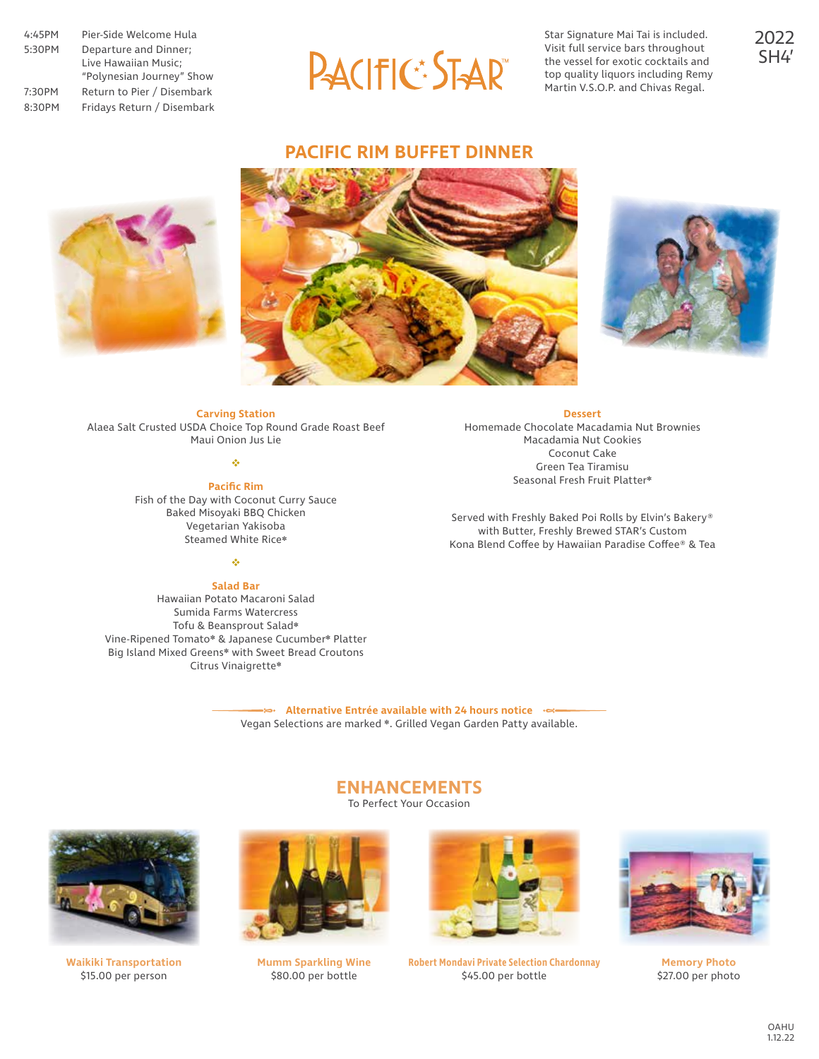| | |
|---|---|
| 4:45PM | Pier-Side Welcome Hula |
| 5:30PM | Departure and Dinner; Live Hawaiian Music; "Polynesian Journey" Show |
| 7:30PM | Return to Pier / Disembark |
| 8:30PM | Fridays Return / Disembark |

PACIFIC STAR™

Star Signature Mai Tai is included. Visit full service bars throughout the vessel for exotic cocktails and top quality liquors including Remy Martin V.S.O.P. and Chivas Regal.

2022
SH4'

## PACIFIC RIM BUFFET DINNER

### Carving Station

Alaea Salt Crusted USDA Choice Top Round Grade Roast Beef
Maui Onion Jus Lie

### Pacific Rim

Fish of the Day with Coconut Curry Sauce
Baked Misoyaki BBQ Chicken
Vegetarian Yakisoba
Steamed White Rice*

### Salad Bar

Hawaiian Potato Macaroni Salad
Sumida Farms Watercress
Tofu & Beansprout Salad*
Vine-Ripened Tomato* & Japanese Cucumber* Platter
Big Island Mixed Greens* with Sweet Bread Croutons
Citrus Vinaigrette*

### Dessert

Homemade Chocolate Macadamia Nut Brownies
Macadamia Nut Cookies
Coconut Cake
Green Tea Tiramisu
Seasonal Fresh Fruit Platter*

Served with Freshly Baked Poi Rolls by Elvin's Bakery® with Butter, Freshly Brewed STAR's Custom Kona Blend Coffee by Hawaiian Paradise Coffee® & Tea

**Alternative Entrée available with 24 hours notice**

Vegan Selections are marked *. Grilled Vegan Garden Patty available.

## ENHANCEMENTS

To Perfect Your Occasion

**Waikiki Transportation**
$15.00 per person

**Mumm Sparkling Wine**
$80.00 per bottle

**Robert Mondavi Private Selection Chardonnay**
$45.00 per bottle

**Memory Photo**
$27.00 per photo

OAHU
1.12.22